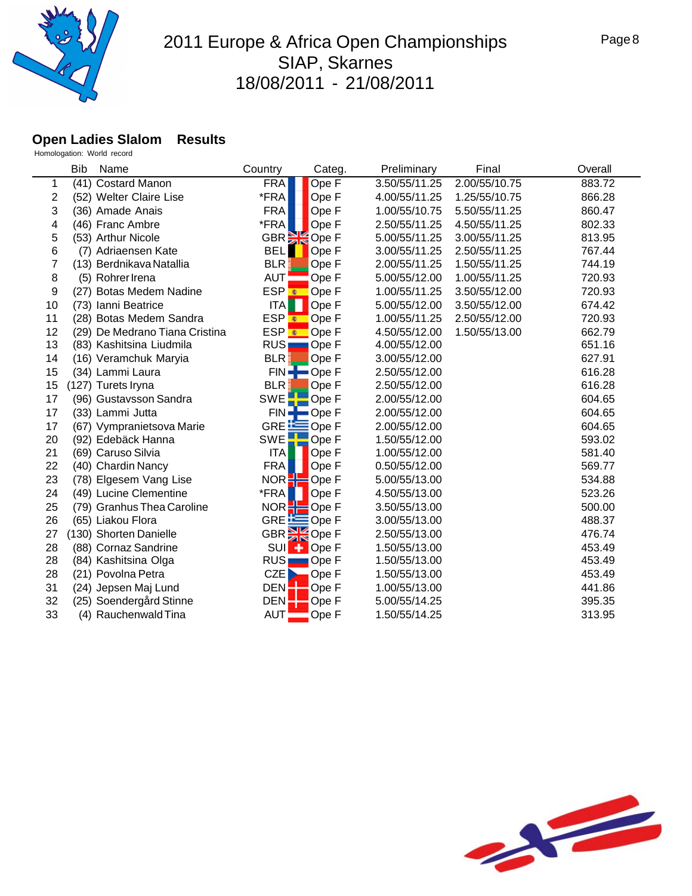# 2011 Europe & Africa Open Championships
## SIAP, Skarnes
## 18/08/2011 - 21/08/2011

### Open Ladies Slalom Results

Homologation: World record

| | Bib | Name | Country | Categ. | Preliminary | Final | Overall |
|---|---|---|---|---|---|---|---|
| 1 | (41) | Costard Manon | FRA | Ope F | 3.50/55/11.25 | 2.00/55/10.75 | 883.72 |
| 2 | (52) | Welter Claire Lise | *FRA | Ope F | 4.00/55/11.25 | 1.25/55/10.75 | 866.28 |
| 3 | (36) | Amade Anais | FRA | Ope F | 1.00/55/10.75 | 5.50/55/11.25 | 860.47 |
| 4 | (46) | Franc Ambre | *FRA | Ope F | 2.50/55/11.25 | 4.50/55/11.25 | 802.33 |
| 5 | (53) | Arthur Nicole | GBR | Ope F | 5.00/55/11.25 | 3.00/55/11.25 | 813.95 |
| 6 | (7) | Adriaensen Kate | BEL | Ope F | 3.00/55/11.25 | 2.50/55/11.25 | 767.44 |
| 7 | (13) | Berdnikava Natallia | BLR | Ope F | 2.00/55/11.25 | 1.50/55/11.25 | 744.19 |
| 8 | (5) | Rohrer Irena | AUT | Ope F | 5.00/55/12.00 | 1.00/55/11.25 | 720.93 |
| 9 | (27) | Botas Medem Nadine | ESP | Ope F | 1.00/55/11.25 | 3.50/55/12.00 | 720.93 |
| 10 | (73) | Ianni Beatrice | ITA | Ope F | 5.00/55/11.25 | 3.50/55/12.00 | 674.42 |
| 11 | (28) | Botas Medem Sandra | ESP | Ope F | 1.00/55/11.25 | 2.50/55/12.00 | 720.93 |
| 12 | (29) | De Medrano Tiana Cristina | ESP | Ope F | 4.50/55/12.00 | 1.50/55/13.00 | 662.79 |
| 13 | (83) | Kashitsina Liudmila | RUS | Ope F | 4.00/55/12.00 | | 651.16 |
| 14 | (16) | Veramchuk Maryia | BLR | Ope F | 3.00/55/12.00 | | 627.91 |
| 15 | (34) | Lammi Laura | FIN | Ope F | 2.50/55/12.00 | | 616.28 |
| 15 | (127) | Turets Iryna | BLR | Ope F | 2.50/55/12.00 | | 616.28 |
| 17 | (96) | Gustavsson Sandra | SWE | Ope F | 2.00/55/12.00 | | 604.65 |
| 17 | (33) | Lammi Jutta | FIN | Ope F | 2.00/55/12.00 | | 604.65 |
| 17 | (67) | Vympranietsova Marie | GRE | Ope F | 2.00/55/12.00 | | 604.65 |
| 20 | (92) | Edebäck Hanna | SWE | Ope F | 1.50/55/12.00 | | 593.02 |
| 21 | (69) | Caruso Silvia | ITA | Ope F | 1.00/55/12.00 | | 581.40 |
| 22 | (40) | Chardin Nancy | FRA | Ope F | 0.50/55/12.00 | | 569.77 |
| 23 | (78) | Elgesem Vang Lise | NOR | Ope F | 5.00/55/13.00 | | 534.88 |
| 24 | (49) | Lucine Clementine | *FRA | Ope F | 4.50/55/13.00 | | 523.26 |
| 25 | (79) | Granhus Thea Caroline | NOR | Ope F | 3.50/55/13.00 | | 500.00 |
| 26 | (65) | Liakou Flora | GRE | Ope F | 3.00/55/13.00 | | 488.37 |
| 27 | (130) | Shorten Danielle | GBR | Ope F | 2.50/55/13.00 | | 476.74 |
| 28 | (88) | Cornaz Sandrine | SUI | Ope F | 1.50/55/13.00 | | 453.49 |
| 28 | (84) | Kashitsina Olga | RUS | Ope F | 1.50/55/13.00 | | 453.49 |
| 28 | (21) | Povolna Petra | CZE | Ope F | 1.50/55/13.00 | | 453.49 |
| 31 | (24) | Jepsen Maj Lund | DEN | Ope F | 1.00/55/13.00 | | 441.86 |
| 32 | (25) | Soendergård Stinne | DEN | Ope F | 5.00/55/14.25 | | 395.35 |
| 33 | (4) | Rauchenwald Tina | AUT | Ope F | 1.50/55/14.25 | | 313.95 |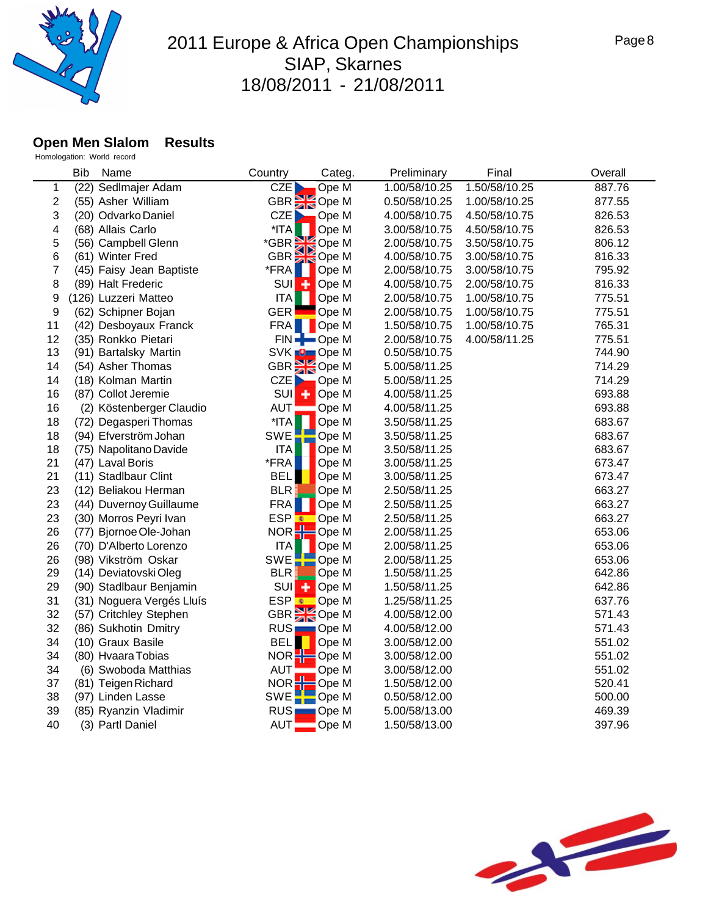# 2011 Europe & Africa Open Championships
## SIAP, Skarnes
## 18/08/2011 - 21/08/2011

### Open Men Slalom Results

Homologation: World record

| | Bib | Name | Country | Categ. | Preliminary | Final | Overall |
|---|---|---|---|---|---|---|---|
| 1 | (22) | Sedlmajer Adam | CZE | Ope M | 1.00/58/10.25 | 1.50/58/10.25 | 887.76 |
| 2 | (55) | Asher William | GBR | Ope M | 0.50/58/10.25 | 1.00/58/10.25 | 877.55 |
| 3 | (20) | Odvarko Daniel | CZE | Ope M | 4.00/58/10.75 | 4.50/58/10.75 | 826.53 |
| 4 | (68) | Allais Carlo | *ITA | Ope M | 3.00/58/10.75 | 4.50/58/10.75 | 826.53 |
| 5 | (56) | Campbell Glenn | *GBR | Ope M | 2.00/58/10.75 | 3.50/58/10.75 | 806.12 |
| 6 | (61) | Winter Fred | GBR | Ope M | 4.00/58/10.75 | 3.00/58/10.75 | 816.33 |
| 7 | (45) | Faisy Jean Baptiste | *FRA | Ope M | 2.00/58/10.75 | 3.00/58/10.75 | 795.92 |
| 8 | (89) | Halt Frederic | SUI | Ope M | 4.00/58/10.75 | 2.00/58/10.75 | 816.33 |
| 9 | (126) | Luzzeri Matteo | ITA | Ope M | 2.00/58/10.75 | 1.00/58/10.75 | 775.51 |
| 9 | (62) | Schipner Bojan | GER | Ope M | 2.00/58/10.75 | 1.00/58/10.75 | 775.51 |
| 11 | (42) | Desboyaux Franck | FRA | Ope M | 1.50/58/10.75 | 1.00/58/10.75 | 765.31 |
| 12 | (35) | Ronkko Pietari | FIN | Ope M | 2.00/58/10.75 | 4.00/58/11.25 | 775.51 |
| 13 | (91) | Bartalsky Martin | SVK | Ope M | 0.50/58/10.75 | | 744.90 |
| 14 | (54) | Asher Thomas | GBR | Ope M | 5.00/58/11.25 | | 714.29 |
| 14 | (18) | Kolman Martin | CZE | Ope M | 5.00/58/11.25 | | 714.29 |
| 16 | (87) | Collot Jeremie | SUI | Ope M | 4.00/58/11.25 | | 693.88 |
| 16 | (2) | Köstenberger Claudio | AUT | Ope M | 4.00/58/11.25 | | 693.88 |
| 18 | (72) | Degasperi Thomas | *ITA | Ope M | 3.50/58/11.25 | | 683.67 |
| 18 | (94) | Efverström Johan | SWE | Ope M | 3.50/58/11.25 | | 683.67 |
| 18 | (75) | Napolitano Davide | ITA | Ope M | 3.50/58/11.25 | | 683.67 |
| 21 | (47) | Laval Boris | *FRA | Ope M | 3.00/58/11.25 | | 673.47 |
| 21 | (11) | Stadlbaur Clint | BEL | Ope M | 3.00/58/11.25 | | 673.47 |
| 23 | (12) | Beliakou Herman | BLR | Ope M | 2.50/58/11.25 | | 663.27 |
| 23 | (44) | Duvernoy Guillaume | FRA | Ope M | 2.50/58/11.25 | | 663.27 |
| 23 | (30) | Morros Peyri Ivan | ESP | Ope M | 2.50/58/11.25 | | 663.27 |
| 26 | (77) | Bjornoe Ole-Johan | NOR | Ope M | 2.00/58/11.25 | | 653.06 |
| 26 | (70) | D'Alberto Lorenzo | ITA | Ope M | 2.00/58/11.25 | | 653.06 |
| 26 | (98) | Vikström Oskar | SWE | Ope M | 2.00/58/11.25 | | 653.06 |
| 29 | (14) | Deviatovski Oleg | BLR | Ope M | 1.50/58/11.25 | | 642.86 |
| 29 | (90) | Stadlbaur Benjamin | SUI | Ope M | 1.50/58/11.25 | | 642.86 |
| 31 | (31) | Noguera Vergés Lluís | ESP | Ope M | 1.25/58/11.25 | | 637.76 |
| 32 | (57) | Critchley Stephen | GBR | Ope M | 4.00/58/12.00 | | 571.43 |
| 32 | (86) | Sukhotin Dmitry | RUS | Ope M | 4.00/58/12.00 | | 571.43 |
| 34 | (10) | Graux Basile | BEL | Ope M | 3.00/58/12.00 | | 551.02 |
| 34 | (80) | Hvaara Tobias | NOR | Ope M | 3.00/58/12.00 | | 551.02 |
| 34 | (6) | Swoboda Matthias | AUT | Ope M | 3.00/58/12.00 | | 551.02 |
| 37 | (81) | Teigen Richard | NOR | Ope M | 1.50/58/12.00 | | 520.41 |
| 38 | (97) | Linden Lasse | SWE | Ope M | 0.50/58/12.00 | | 500.00 |
| 39 | (85) | Ryanzin Vladimir | RUS | Ope M | 5.00/58/13.00 | | 469.39 |
| 40 | (3) | Partl Daniel | AUT | Ope M | 1.50/58/13.00 | | 397.96 |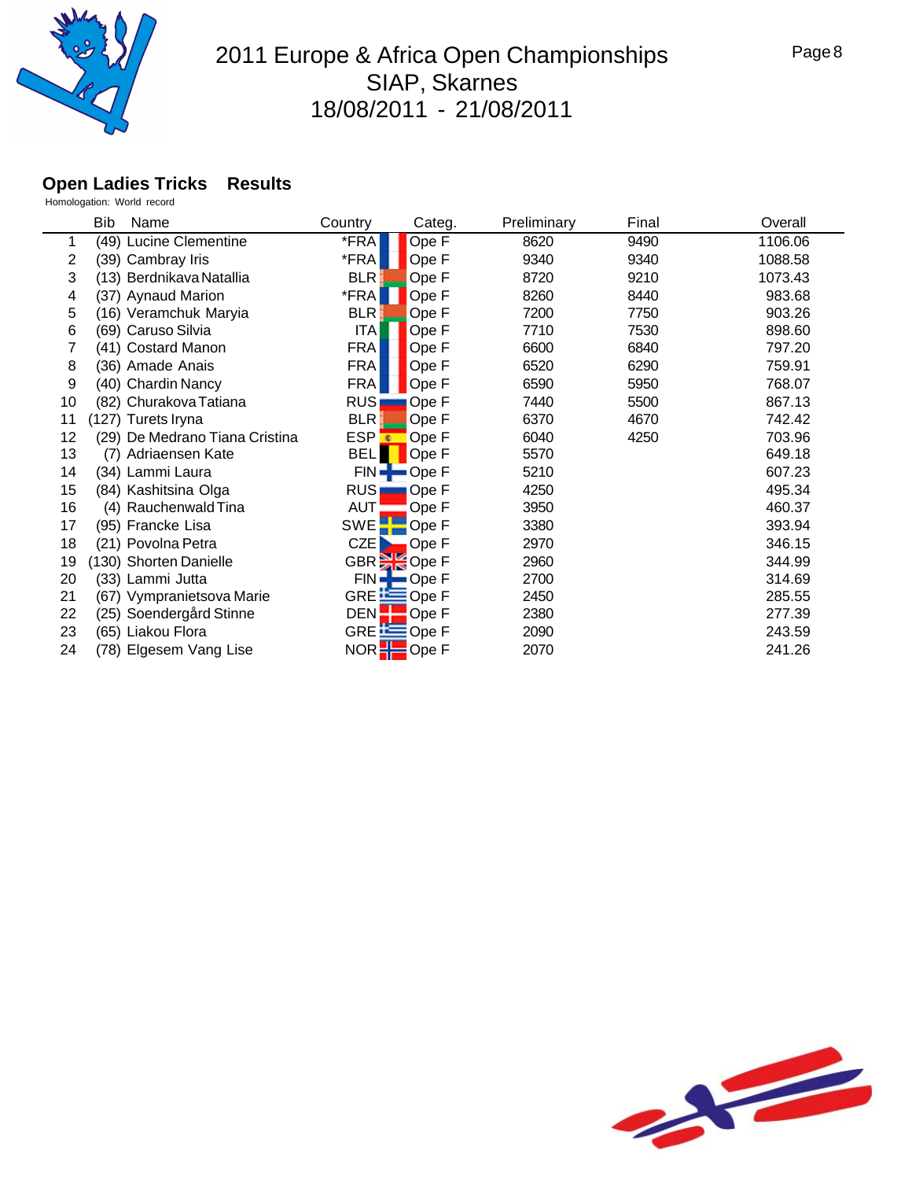# 2011 Europe & Africa Open Championships
## SIAP, Skarnes
## 18/08/2011 - 21/08/2011

### Open Ladies Tricks Results

Homologation: World record

| | Bib | Name | Country | Categ. | Preliminary | Final | Overall |
|---|---|---|---|---|---|---|---|
| 1 | (49) | Lucine Clementine | *FRA | Ope F | 8620 | 9490 | 1106.06 |
| 2 | (39) | Cambray Iris | *FRA | Ope F | 9340 | 9340 | 1088.58 |
| 3 | (13) | Berdnikava Natallia | BLR | Ope F | 8720 | 9210 | 1073.43 |
| 4 | (37) | Aynaud Marion | *FRA | Ope F | 8260 | 8440 | 983.68 |
| 5 | (16) | Veramchuk Maryia | BLR | Ope F | 7200 | 7750 | 903.26 |
| 6 | (69) | Caruso Silvia | ITA | Ope F | 7710 | 7530 | 898.60 |
| 7 | (41) | Costard Manon | FRA | Ope F | 6600 | 6840 | 797.20 |
| 8 | (36) | Amade Anais | FRA | Ope F | 6520 | 6290 | 759.91 |
| 9 | (40) | Chardin Nancy | FRA | Ope F | 6590 | 5950 | 768.07 |
| 10 | (82) | Churakova Tatiana | RUS | Ope F | 7440 | 5500 | 867.13 |
| 11 | (127) | Turets Iryna | BLR | Ope F | 6370 | 4670 | 742.42 |
| 12 | (29) | De Medrano Tiana Cristina | ESP | Ope F | 6040 | 4250 | 703.96 |
| 13 | (7) | Adriaensen Kate | BEL | Ope F | 5570 | | 649.18 |
| 14 | (34) | Lammi Laura | FIN | Ope F | 5210 | | 607.23 |
| 15 | (84) | Kashitsina Olga | RUS | Ope F | 4250 | | 495.34 |
| 16 | (4) | Rauchenwald Tina | AUT | Ope F | 3950 | | 460.37 |
| 17 | (95) | Francke Lisa | SWE | Ope F | 3380 | | 393.94 |
| 18 | (21) | Povolna Petra | CZE | Ope F | 2970 | | 346.15 |
| 19 | (130) | Shorten Danielle | GBR | Ope F | 2960 | | 344.99 |
| 20 | (33) | Lammi Jutta | FIN | Ope F | 2700 | | 314.69 |
| 21 | (67) | Vympranietsova Marie | GRE | Ope F | 2450 | | 285.55 |
| 22 | (25) | Soendergård Stinne | DEN | Ope F | 2380 | | 277.39 |
| 23 | (65) | Liakou Flora | GRE | Ope F | 2090 | | 243.59 |
| 24 | (78) | Elgesem Vang Lise | NOR | Ope F | 2070 | | 241.26 |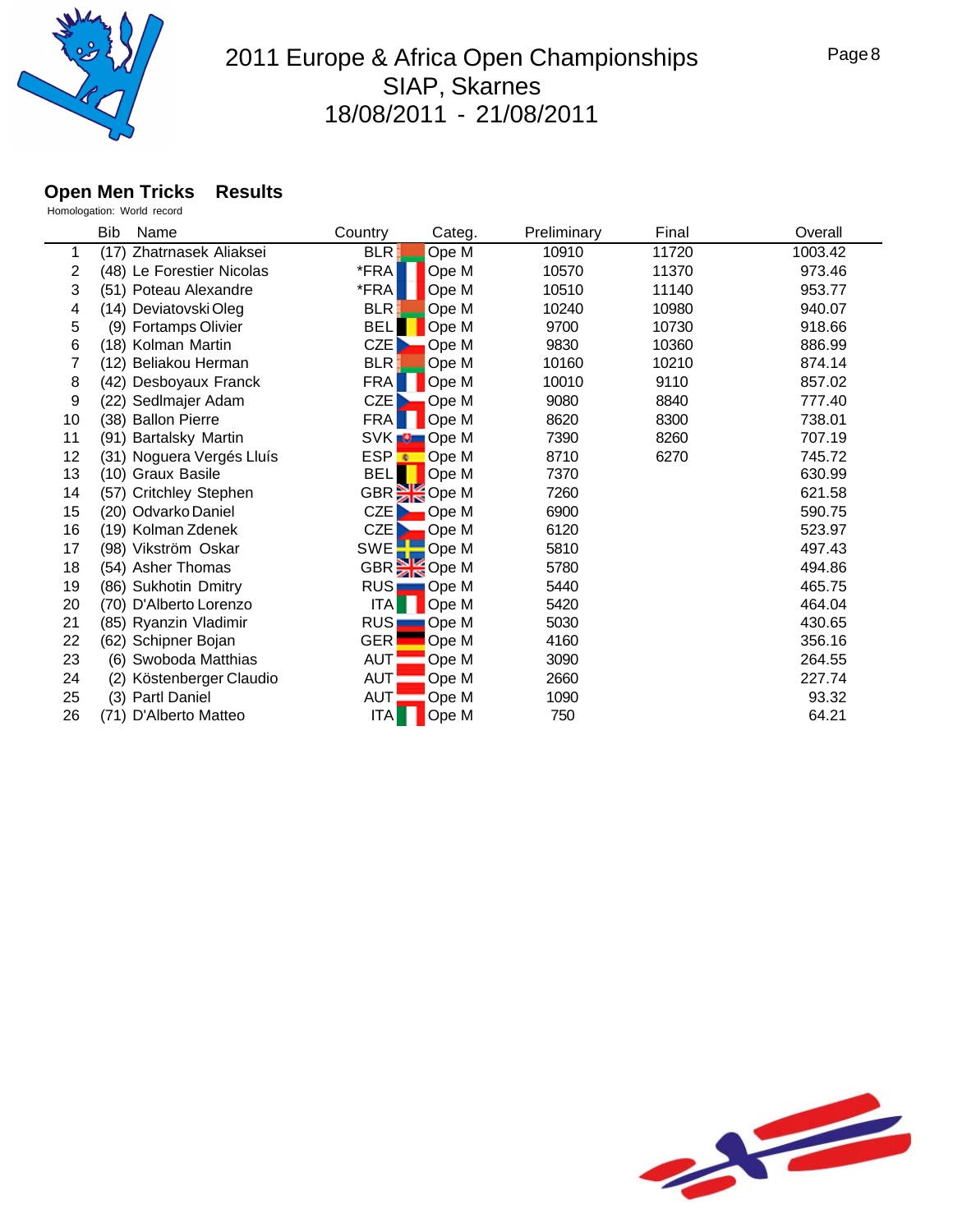# 2011 Europe & Africa Open Championships
## SIAP, Skarnes
## 18/08/2011 - 21/08/2011

### Open Men Tricks Results

Homologation: World record

| | Bib | Name | Country | Categ. | Preliminary | Final | Overall |
|---|---|---|---|---|---|---|---|
| 1 | (17) | Zhatrnasek Aliaksei | BLR | Ope M | 10910 | 11720 | 1003.42 |
| 2 | (48) | Le Forestier Nicolas | *FRA | Ope M | 10570 | 11370 | 973.46 |
| 3 | (51) | Poteau Alexandre | *FRA | Ope M | 10510 | 11140 | 953.77 |
| 4 | (14) | Deviatovski Oleg | BLR | Ope M | 10240 | 10980 | 940.07 |
| 5 | (9) | Fortamps Olivier | BEL | Ope M | 9700 | 10730 | 918.66 |
| 6 | (18) | Kolman Martin | CZE | Ope M | 9830 | 10360 | 886.99 |
| 7 | (12) | Beliakou Herman | BLR | Ope M | 10160 | 10210 | 874.14 |
| 8 | (42) | Desboyaux Franck | FRA | Ope M | 10010 | 9110 | 857.02 |
| 9 | (22) | Sedlmajer Adam | CZE | Ope M | 9080 | 8840 | 777.40 |
| 10 | (38) | Ballon Pierre | FRA | Ope M | 8620 | 8300 | 738.01 |
| 11 | (91) | Bartalsky Martin | SVK | Ope M | 7390 | 8260 | 707.19 |
| 12 | (31) | Noguera Vergés Lluís | ESP | Ope M | 8710 | 6270 | 745.72 |
| 13 | (10) | Graux Basile | BEL | Ope M | 7370 | | 630.99 |
| 14 | (57) | Critchley Stephen | GBR | Ope M | 7260 | | 621.58 |
| 15 | (20) | Odvarko Daniel | CZE | Ope M | 6900 | | 590.75 |
| 16 | (19) | Kolman Zdenek | CZE | Ope M | 6120 | | 523.97 |
| 17 | (98) | Vikström Oskar | SWE | Ope M | 5810 | | 497.43 |
| 18 | (54) | Asher Thomas | GBR | Ope M | 5780 | | 494.86 |
| 19 | (86) | Sukhotin Dmitry | RUS | Ope M | 5440 | | 465.75 |
| 20 | (70) | D'Alberto Lorenzo | ITA | Ope M | 5420 | | 464.04 |
| 21 | (85) | Ryanzin Vladimir | RUS | Ope M | 5030 | | 430.65 |
| 22 | (62) | Schipner Bojan | GER | Ope M | 4160 | | 356.16 |
| 23 | (6) | Swoboda Matthias | AUT | Ope M | 3090 | | 264.55 |
| 24 | (2) | Köstenberger Claudio | AUT | Ope M | 2660 | | 227.74 |
| 25 | (3) | Partl Daniel | AUT | Ope M | 1090 | | 93.32 |
| 26 | (71) | D'Alberto Matteo | ITA | Ope M | 750 | | 64.21 |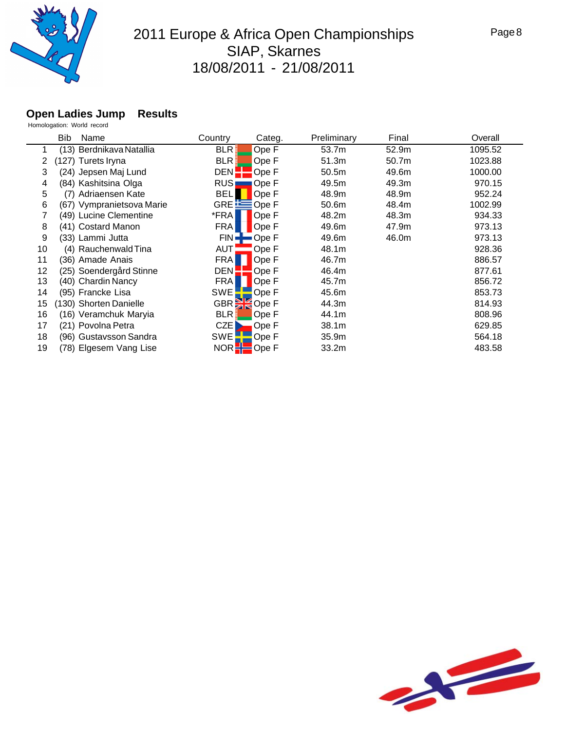# 2011 Europe & Africa Open Championships
## SIAP, Skarnes
## 18/08/2011 - 21/08/2011

### Open Ladies Jump Results

Homologation: World record

| | Bib | Name | Country | Categ. | Preliminary | Final | Overall |
|---|---|---|---|---|---|---|---|
| 1 | (13) | Berdnikava Natallia | BLR | Ope F | 53.7m | 52.9m | 1095.52 |
| 2 | (127) | Turets Iryna | BLR | Ope F | 51.3m | 50.7m | 1023.88 |
| 3 | (24) | Jepsen Maj Lund | DEN | Ope F | 50.5m | 49.6m | 1000.00 |
| 4 | (84) | Kashitsina Olga | RUS | Ope F | 49.5m | 49.3m | 970.15 |
| 5 | (7) | Adriaensen Kate | BEL | Ope F | 48.9m | 48.9m | 952.24 |
| 6 | (67) | Vympranietsova Marie | GRE | Ope F | 50.6m | 48.4m | 1002.99 |
| 7 | (49) | Lucine Clementine | *FRA | Ope F | 48.2m | 48.3m | 934.33 |
| 8 | (41) | Costard Manon | FRA | Ope F | 49.6m | 47.9m | 973.13 |
| 9 | (33) | Lammi Jutta | FIN | Ope F | 49.6m | 46.0m | 973.13 |
| 10 | (4) | Rauchenwald Tina | AUT | Ope F | 48.1m | | 928.36 |
| 11 | (36) | Amade Anais | FRA | Ope F | 46.7m | | 886.57 |
| 12 | (25) | Soendergård Stinne | DEN | Ope F | 46.4m | | 877.61 |
| 13 | (40) | Chardin Nancy | FRA | Ope F | 45.7m | | 856.72 |
| 14 | (95) | Francke Lisa | SWE | Ope F | 45.6m | | 853.73 |
| 15 | (130) | Shorten Danielle | GBR | Ope F | 44.3m | | 814.93 |
| 16 | (16) | Veramchuk Maryia | BLR | Ope F | 44.1m | | 808.96 |
| 17 | (21) | Povolna Petra | CZE | Ope F | 38.1m | | 629.85 |
| 18 | (96) | Gustavsson Sandra | SWE | Ope F | 35.9m | | 564.18 |
| 19 | (78) | Elgesem Vang Lise | NOR | Ope F | 33.2m | | 483.58 |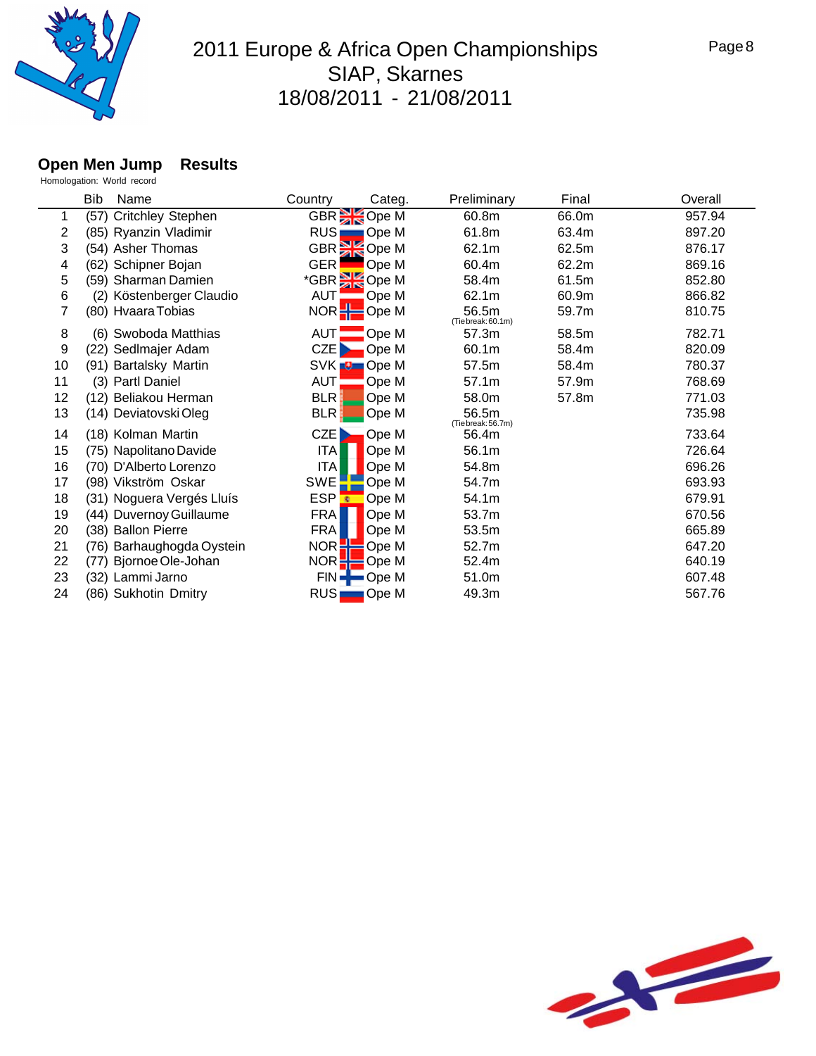# 2011 Europe & Africa Open Championships
## SIAP, Skarnes
## 18/08/2011 - 21/08/2011

### Open Men Jump Results

Homologation: World record

| | Bib | Name | Country | Categ. | Preliminary | Final | Overall |
|---|---|---|---|---|---|---|---|
| 1 | (57) | Critchley Stephen | GBR | Ope M | 60.8m | 66.0m | 957.94 |
| 2 | (85) | Ryanzin Vladimir | RUS | Ope M | 61.8m | 63.4m | 897.20 |
| 3 | (54) | Asher Thomas | GBR | Ope M | 62.1m | 62.5m | 876.17 |
| 4 | (62) | Schipner Bojan | GER | Ope M | 60.4m | 62.2m | 869.16 |
| 5 | (59) | Sharman Damien | *GBR | Ope M | 58.4m | 61.5m | 852.80 |
| 6 | (2) | Köstenberger Claudio | AUT | Ope M | 62.1m | 60.9m | 866.82 |
| 7 | (80) | Hvaara Tobias | NOR | Ope M | 56.5m (Tie break: 60.1m) | 59.7m | 810.75 |
| 8 | (6) | Swoboda Matthias | AUT | Ope M | 57.3m | 58.5m | 782.71 |
| 9 | (22) | Sedlmajer Adam | CZE | Ope M | 60.1m | 58.4m | 820.09 |
| 10 | (91) | Bartalsky Martin | SVK | Ope M | 57.5m | 58.4m | 780.37 |
| 11 | (3) | Partl Daniel | AUT | Ope M | 57.1m | 57.9m | 768.69 |
| 12 | (12) | Beliakou Herman | BLR | Ope M | 58.0m | 57.8m | 771.03 |
| 13 | (14) | Deviatovski Oleg | BLR | Ope M | 56.5m (Tie break: 56.7m) | | 735.98 |
| 14 | (18) | Kolman Martin | CZE | Ope M | 56.4m | | 733.64 |
| 15 | (75) | Napolitano Davide | ITA | Ope M | 56.1m | | 726.64 |
| 16 | (70) | D'Alberto Lorenzo | ITA | Ope M | 54.8m | | 696.26 |
| 17 | (98) | Vikström Oskar | SWE | Ope M | 54.7m | | 693.93 |
| 18 | (31) | Noguera Vergés Lluís | ESP | Ope M | 54.1m | | 679.91 |
| 19 | (44) | Duvernoy Guillaume | FRA | Ope M | 53.7m | | 670.56 |
| 20 | (38) | Ballon Pierre | FRA | Ope M | 53.5m | | 665.89 |
| 21 | (76) | Barhaughogda Oystein | NOR | Ope M | 52.7m | | 647.20 |
| 22 | (77) | Bjornoe Ole-Johan | NOR | Ope M | 52.4m | | 640.19 |
| 23 | (32) | Lammi Jarno | FIN | Ope M | 51.0m | | 607.48 |
| 24 | (86) | Sukhotin Dmitry | RUS | Ope M | 49.3m | | 567.76 |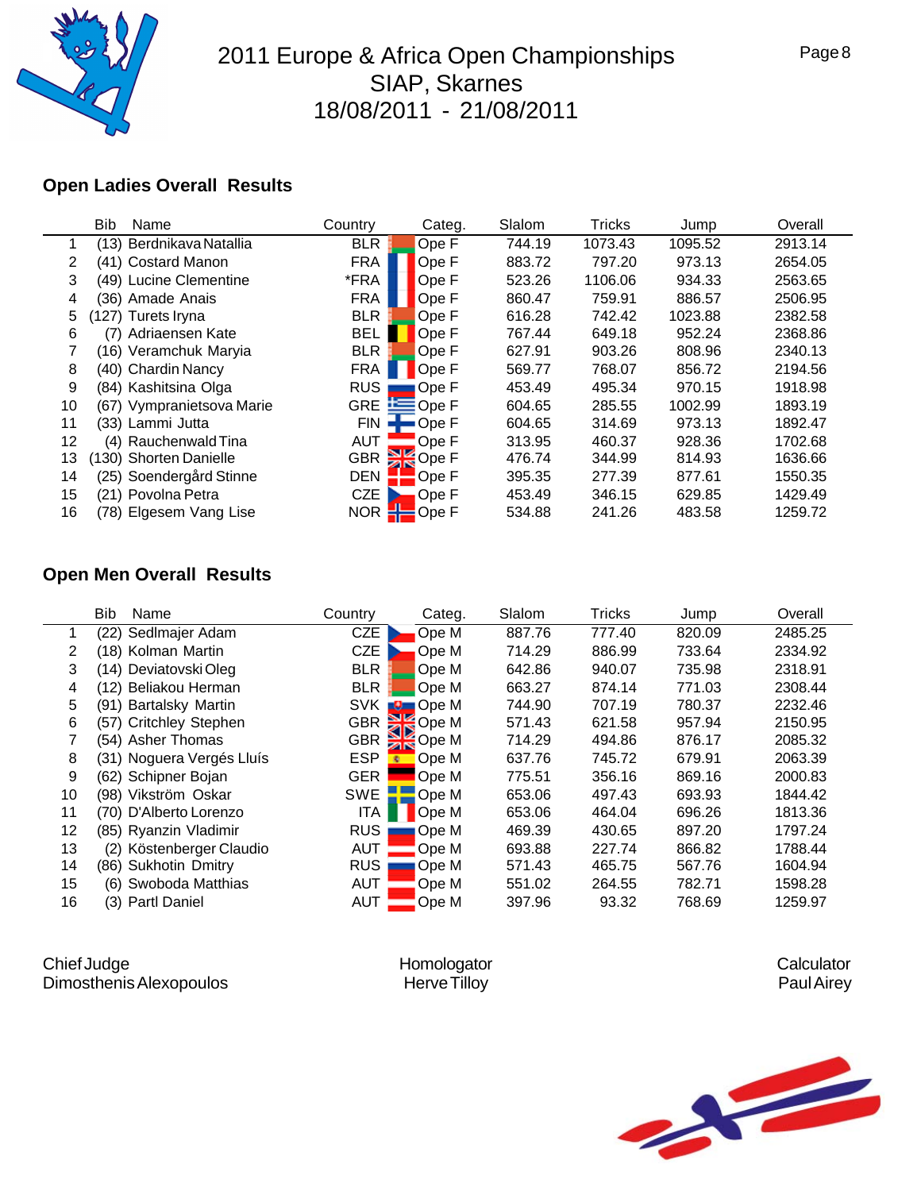# 2011 Europe & Africa Open Championships
# SIAP, Skarnes
# 18/08/2011 - 21/08/2011

## Open Ladies Overall Results

| | Bib | Name | Country | Categ. | Slalom | Tricks | Jump | Overall |
|---|---|---|---|---|---|---|---|---|
| 1 | (13) | Berdnikava Natallia | BLR | Ope F | 744.19 | 1073.43 | 1095.52 | 2913.14 |
| 2 | (41) | Costard Manon | FRA | Ope F | 883.72 | 797.20 | 973.13 | 2654.05 |
| 3 | (49) | Lucine Clementine | *FRA | Ope F | 523.26 | 1106.06 | 934.33 | 2563.65 |
| 4 | (36) | Amade Anais | FRA | Ope F | 860.47 | 759.91 | 886.57 | 2506.95 |
| 5 | (127) | Turets Iryna | BLR | Ope F | 616.28 | 742.42 | 1023.88 | 2382.58 |
| 6 | (7) | Adriaensen Kate | BEL | Ope F | 767.44 | 649.18 | 952.24 | 2368.86 |
| 7 | (16) | Veramchuk Maryia | BLR | Ope F | 627.91 | 903.26 | 808.96 | 2340.13 |
| 8 | (40) | Chardin Nancy | FRA | Ope F | 569.77 | 768.07 | 856.72 | 2194.56 |
| 9 | (84) | Kashitsina Olga | RUS | Ope F | 453.49 | 495.34 | 970.15 | 1918.98 |
| 10 | (67) | Vymprанietsova Marie | GRE | Ope F | 604.65 | 285.55 | 1002.99 | 1893.19 |
| 11 | (33) | Lammi Jutta | FIN | Ope F | 604.65 | 314.69 | 973.13 | 1892.47 |
| 12 | (4) | Rauchenwald Tina | AUT | Ope F | 313.95 | 460.37 | 928.36 | 1702.68 |
| 13 | (130) | Shorten Danielle | GBR | Ope F | 476.74 | 344.99 | 814.93 | 1636.66 |
| 14 | (25) | Soendergård Stinne | DEN | Ope F | 395.35 | 277.39 | 877.61 | 1550.35 |
| 15 | (21) | Povolna Petra | CZE | Ope F | 453.49 | 346.15 | 629.85 | 1429.49 |
| 16 | (78) | Elgesem Vang Lise | NOR | Ope F | 534.88 | 241.26 | 483.58 | 1259.72 |

## Open Men Overall Results

| | Bib | Name | Country | Categ. | Slalom | Tricks | Jump | Overall |
|---|---|---|---|---|---|---|---|---|
| 1 | (22) | Sedlmajer Adam | CZE | Ope M | 887.76 | 777.40 | 820.09 | 2485.25 |
| 2 | (18) | Kolman Martin | CZE | Ope M | 714.29 | 886.99 | 733.64 | 2334.92 |
| 3 | (14) | Deviatovski Oleg | BLR | Ope M | 642.86 | 940.07 | 735.98 | 2318.91 |
| 4 | (12) | Beliakou Herman | BLR | Ope M | 663.27 | 874.14 | 771.03 | 2308.44 |
| 5 | (91) | Bartalsky Martin | SVK | Ope M | 744.90 | 707.19 | 780.37 | 2232.46 |
| 6 | (57) | Critchley Stephen | GBR | Ope M | 571.43 | 621.58 | 957.94 | 2150.95 |
| 7 | (54) | Asher Thomas | GBR | Ope M | 714.29 | 494.86 | 876.17 | 2085.32 |
| 8 | (31) | Noguera Vergés Lluís | ESP | Ope M | 637.76 | 745.72 | 679.91 | 2063.39 |
| 9 | (62) | Schipner Bojan | GER | Ope M | 775.51 | 356.16 | 869.16 | 2000.83 |
| 10 | (98) | Vikström Oskar | SWE | Ope M | 653.06 | 497.43 | 693.93 | 1844.42 |
| 11 | (70) | D'Alberto Lorenzo | ITA | Ope M | 653.06 | 464.04 | 696.26 | 1813.36 |
| 12 | (85) | Ryanzin Vladimir | RUS | Ope M | 469.39 | 430.65 | 897.20 | 1797.24 |
| 13 | (2) | Köstenberger Claudio | AUT | Ope M | 693.88 | 227.74 | 866.82 | 1788.44 |
| 14 | (86) | Sukhotin Dmitry | RUS | Ope M | 571.43 | 465.75 | 567.76 | 1604.94 |
| 15 | (6) | Swoboda Matthias | AUT | Ope M | 551.02 | 264.55 | 782.71 | 1598.28 |
| 16 | (3) | Partl Daniel | AUT | Ope M | 397.96 | 93.32 | 768.69 | 1259.97 |

Chief Judge
Dimosthenis Alexopoulos

Homologator
Herve Tilloy

Calculator
Paul Airey